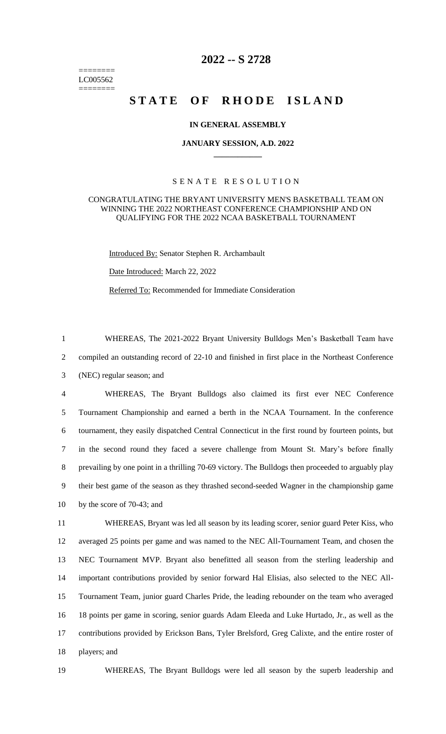# 2022 -- S 2728

========
LC005562
========

# STATE OF RHODE ISLAND

## IN GENERAL ASSEMBLY

## JANUARY SESSION, A.D. 2022

---

### SENATE RESOLUTION

CONGRATULATING THE BRYANT UNIVERSITY MEN'S BASKETBALL TEAM ON WINNING THE 2022 NORTHEAST CONFERENCE CHAMPIONSHIP AND ON QUALIFYING FOR THE 2022 NCAA BASKETBALL TOURNAMENT

Introduced By: Senator Stephen R. Archambault

Date Introduced: March 22, 2022

Referred To: Recommended for Immediate Consideration

1 WHEREAS, The 2021-2022 Bryant University Bulldogs Men's Basketball Team have
2 compiled an outstanding record of 22-10 and finished in first place in the Northeast Conference
3 (NEC) regular season; and

4 WHEREAS, The Bryant Bulldogs also claimed its first ever NEC Conference
5 Tournament Championship and earned a berth in the NCAA Tournament. In the conference
6 tournament, they easily dispatched Central Connecticut in the first round by fourteen points, but
7 in the second round they faced a severe challenge from Mount St. Mary's before finally
8 prevailing by one point in a thrilling 70-69 victory. The Bulldogs then proceeded to arguably play
9 their best game of the season as they thrashed second-seeded Wagner in the championship game
10 by the score of 70-43; and

11 WHEREAS, Bryant was led all season by its leading scorer, senior guard Peter Kiss, who
12 averaged 25 points per game and was named to the NEC All-Tournament Team, and chosen the
13 NEC Tournament MVP. Bryant also benefitted all season from the sterling leadership and
14 important contributions provided by senior forward Hal Elisias, also selected to the NEC All-
15 Tournament Team, junior guard Charles Pride, the leading rebounder on the team who averaged
16 18 points per game in scoring, senior guards Adam Eleeda and Luke Hurtado, Jr., as well as the
17 contributions provided by Erickson Bans, Tyler Brelsford, Greg Calixte, and the entire roster of
18 players; and

19 WHEREAS, The Bryant Bulldogs were led all season by the superb leadership and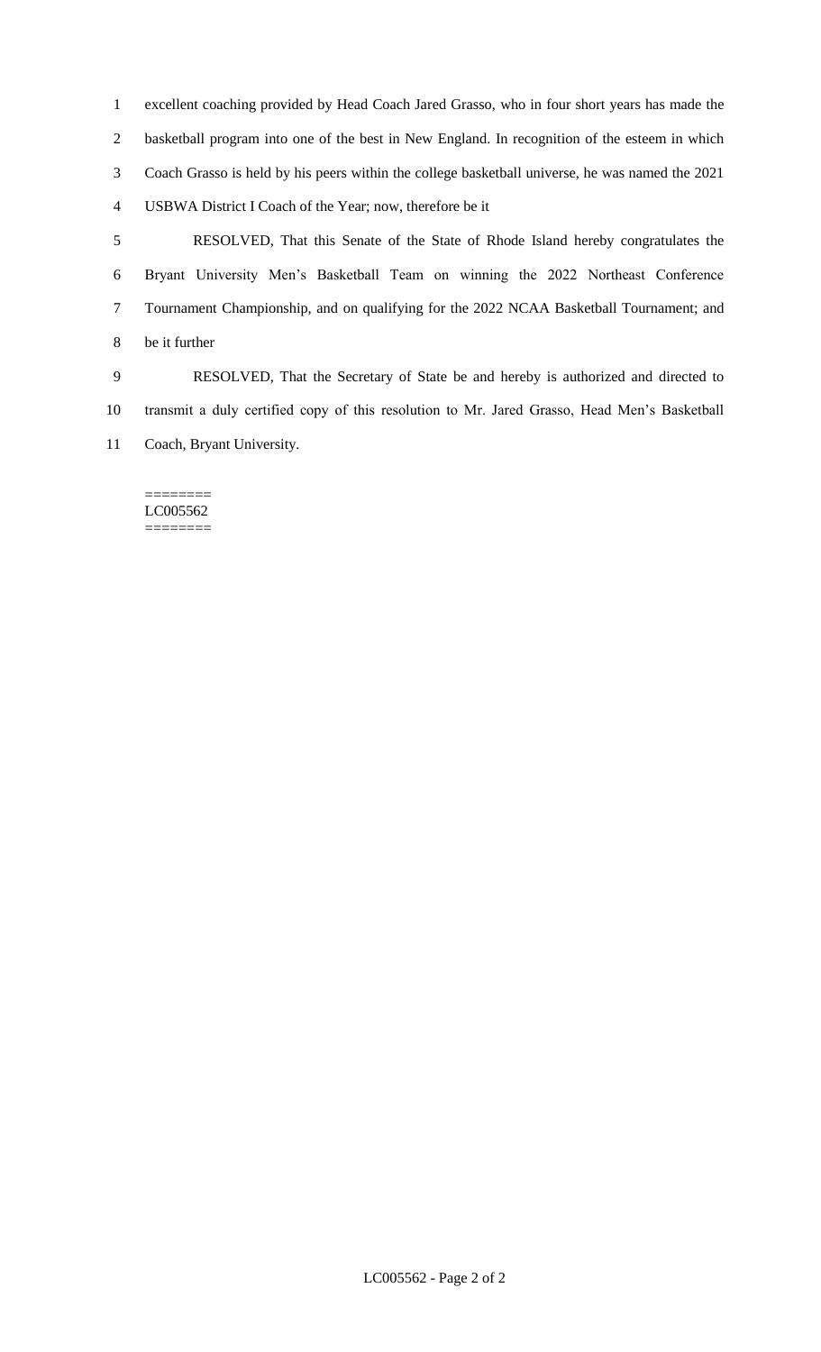excellent coaching provided by Head Coach Jared Grasso, who in four short years has made the basketball program into one of the best in New England. In recognition of the esteem in which Coach Grasso is held by his peers within the college basketball universe, he was named the 2021 USBWA District I Coach of the Year; now, therefore be it

RESOLVED, That this Senate of the State of Rhode Island hereby congratulates the Bryant University Men's Basketball Team on winning the 2022 Northeast Conference Tournament Championship, and on qualifying for the 2022 NCAA Basketball Tournament; and be it further

RESOLVED, That the Secretary of State be and hereby is authorized and directed to transmit a duly certified copy of this resolution to Mr. Jared Grasso, Head Men's Basketball Coach, Bryant University.

========
LC005562
========